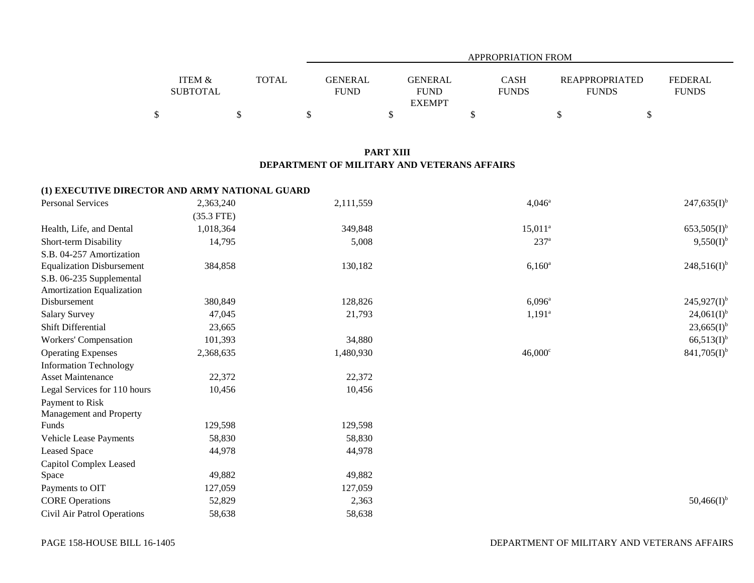## PART XIII
## DEPARTMENT OF MILITARY AND VETERANS AFFAIRS

| | ITEM & SUBTOTAL | TOTAL | APPROPRIATION FROM GENERAL FUND | GENERAL FUND EXEMPT | CASH FUNDS | REAPPROPRIATED FUNDS | FEDERAL FUNDS |
|---|---|---|---|---|---|---|---|
| | $ | $ | $ | $ | $ | $ | $ |
| **(1) EXECUTIVE DIRECTOR AND ARMY NATIONAL GUARD** | | | | | | | |
| Personal Services | 2,363,240 | | 2,111,559 | | 4,046[a] | | 247,635(I)[b] |
| | (35.3 FTE) | | | | | | |
| Health, Life, and Dental | 1,018,364 | | 349,848 | | 15,011[a] | | 653,505(I)[b] |
| Short-term Disability | 14,795 | | 5,008 | | 237[a] | | 9,550(I)[b] |
| S.B. 04-257 Amortization Equalization Disbursement | 384,858 | | 130,182 | | 6,160[a] | | 248,516(I)[b] |
| S.B. 06-235 Supplemental Amortization Equalization Disbursement | 380,849 | | 128,826 | | 6,096[a] | | 245,927(I)[b] |
| Salary Survey | 47,045 | | 21,793 | | 1,191[a] | | 24,061(I)[b] |
| Shift Differential | 23,665 | | | | | | 23,665(I)[b] |
| Workers' Compensation | 101,393 | | 34,880 | | | | 66,513(I)[b] |
| Operating Expenses | 2,368,635 | | 1,480,930 | | 46,000[c] | | 841,705(I)[b] |
| Information Technology Asset Maintenance | 22,372 | | 22,372 | | | | |
| Legal Services for 110 hours | 10,456 | | 10,456 | | | | |
| Payment to Risk Management and Property Funds | 129,598 | | 129,598 | | | | |
| Vehicle Lease Payments | 58,830 | | 58,830 | | | | |
| Leased Space | 44,978 | | 44,978 | | | | |
| Capitol Complex Leased Space | 49,882 | | 49,882 | | | | |
| Payments to OIT | 127,059 | | 127,059 | | | | |
| CORE Operations | 52,829 | | 2,363 | | | | 50,466(I)[b] |
| Civil Air Patrol Operations | 58,638 | | 58,638 | | | | |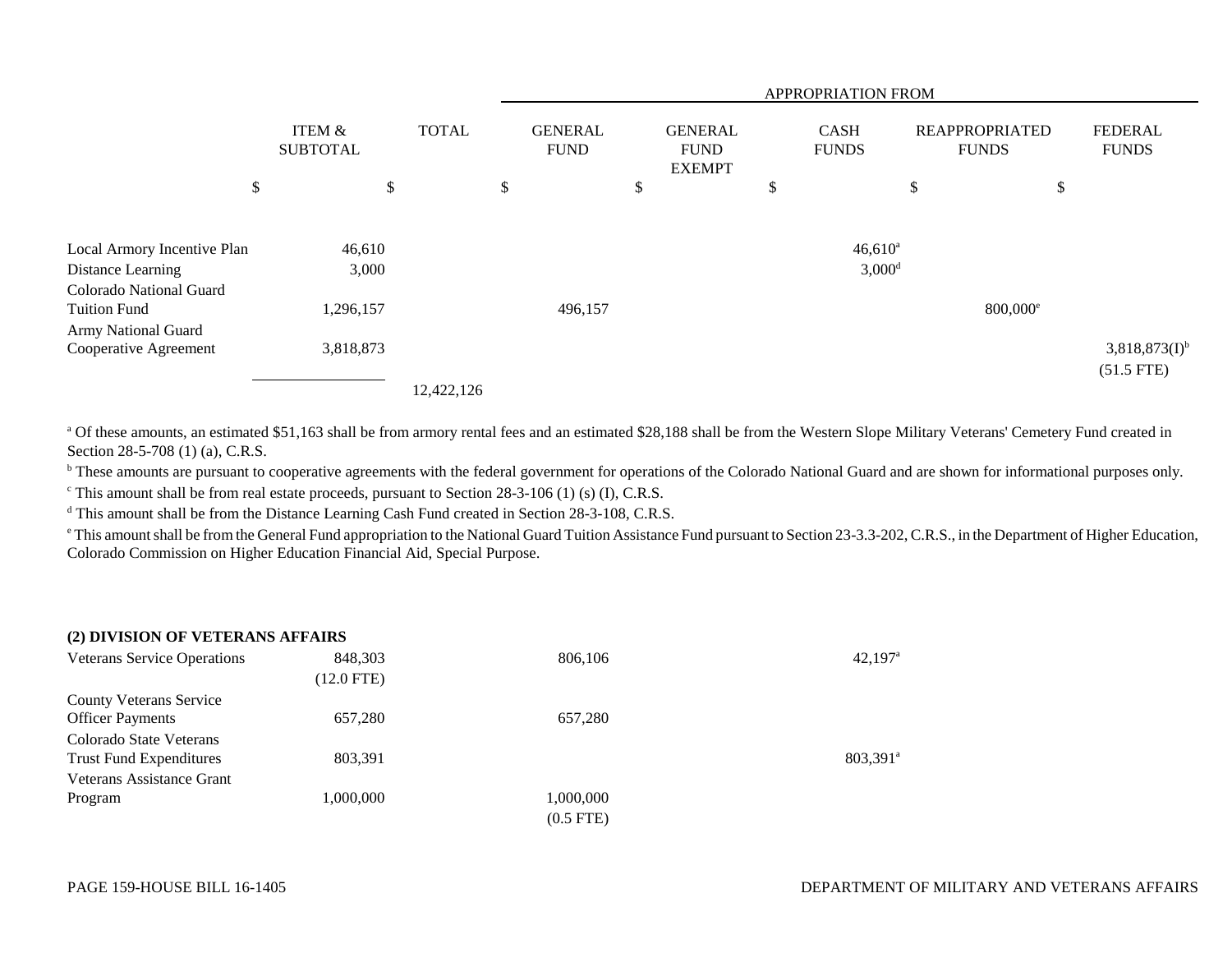| | ITEM & SUBTOTAL | TOTAL | APPROPRIATION FROM | | | | |
|---|---|---|---|---|---|---|---|
| | | | GENERAL FUND | GENERAL FUND EXEMPT | CASH FUNDS | REAPPROPRIATED FUNDS | FEDERAL FUNDS |
| | $ | $ | $ | $ | $ | $ | $ |
| Local Armory Incentive Plan | 46,610 | | | | 46,610[a] | | |
| Distance Learning | 3,000 | | | | 3,000[d] | | |
| Colorado National Guard Tuition Fund | 1,296,157 | | 496,157 | | | 800,000[e] | |
| Army National Guard Cooperative Agreement | 3,818,873 | | | | | | 3,818,873(I)[b] (51.5 FTE) |
| | | 12,422,126 | | | | | |

[a] Of these amounts, an estimated $51,163 shall be from armory rental fees and an estimated $28,188 shall be from the Western Slope Military Veterans' Cemetery Fund created in Section 28-5-708 (1) (a), C.R.S.

[b] These amounts are pursuant to cooperative agreements with the federal government for operations of the Colorado National Guard and are shown for informational purposes only.

[c] This amount shall be from real estate proceeds, pursuant to Section 28-3-106 (1) (s) (I), C.R.S.

[d] This amount shall be from the Distance Learning Cash Fund created in Section 28-3-108, C.R.S.

[e] This amount shall be from the General Fund appropriation to the National Guard Tuition Assistance Fund pursuant to Section 23-3.3-202, C.R.S., in the Department of Higher Education, Colorado Commission on Higher Education Financial Aid, Special Purpose.

**(2) DIVISION OF VETERANS AFFAIRS**

| | ITEM & SUBTOTAL | TOTAL | GENERAL FUND | GENERAL FUND EXEMPT | CASH FUNDS | REAPPROPRIATED FUNDS | FEDERAL FUNDS |
|---|---|---|---|---|---|---|---|
| Veterans Service Operations | 848,303 (12.0 FTE) | | 806,106 | | 42,197[a] | | |
| County Veterans Service Officer Payments | 657,280 | | 657,280 | | | | |
| Colorado State Veterans Trust Fund Expenditures | 803,391 | | | | 803,391[a] | | |
| Veterans Assistance Grant Program | 1,000,000 | | 1,000,000 (0.5 FTE) | | | | |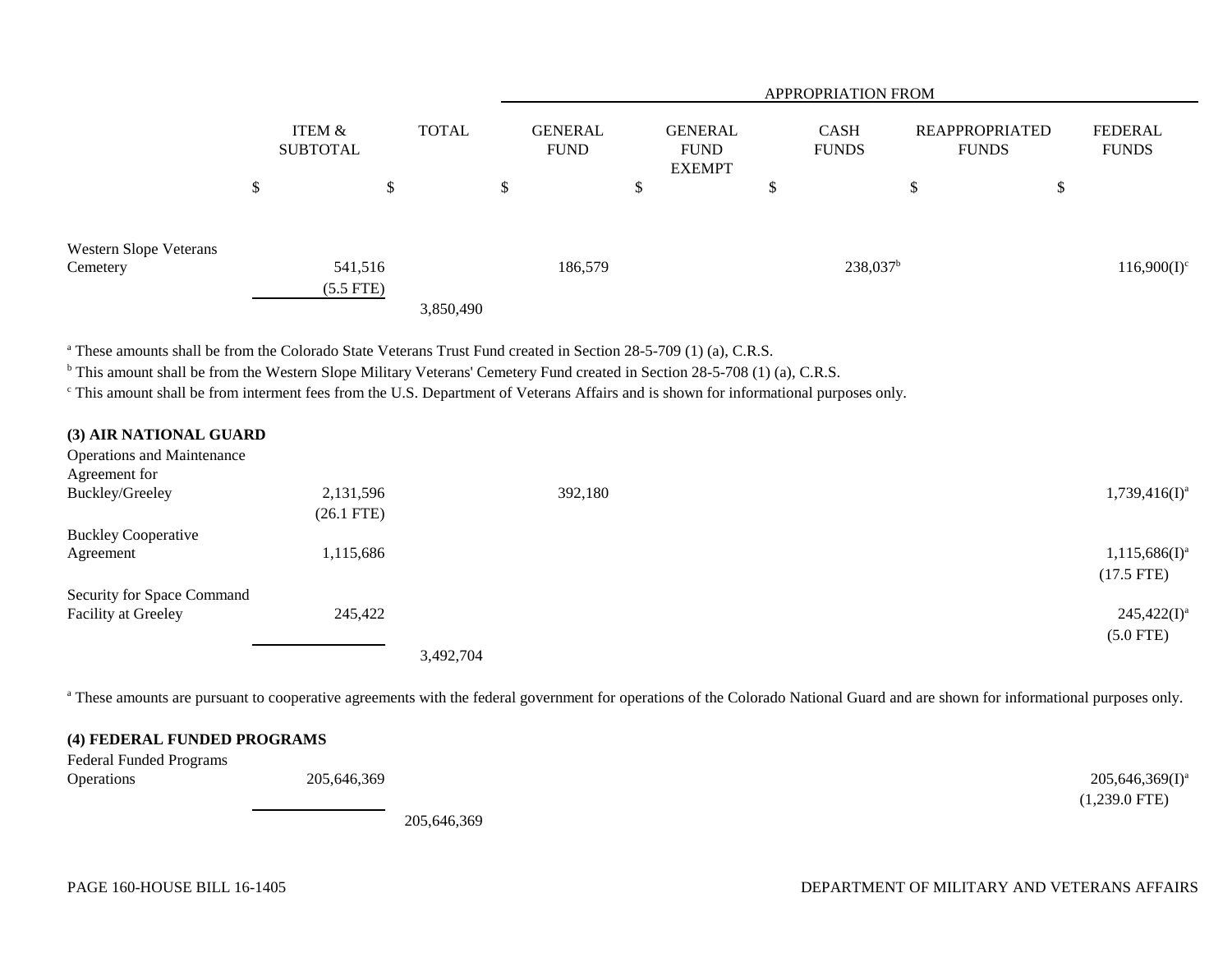| | ITEM & SUBTOTAL | TOTAL | GENERAL FUND | GENERAL FUND EXEMPT | CASH FUNDS | REAPPROPRIATED FUNDS | FEDERAL FUNDS |
|---|---|---|---|---|---|---|---|
| | | | APPROPRIATION FROM | | | | |
| | $ | $ | $ | $ | $ | $ | $ |
| Western Slope Veterans Cemetery | 541,516 | | 186,579 | | 238,037[b] | | 116,900(I)[c] |
| | (5.5 FTE) | | | | | | |
| | | 3,850,490 | | | | | |

[a] These amounts shall be from the Colorado State Veterans Trust Fund created in Section 28-5-709 (1) (a), C.R.S.

[b] This amount shall be from the Western Slope Military Veterans' Cemetery Fund created in Section 28-5-708 (1) (a), C.R.S.

[c] This amount shall be from interment fees from the U.S. Department of Veterans Affairs and is shown for informational purposes only.

**(3) AIR NATIONAL GUARD**

| | ITEM & SUBTOTAL | TOTAL | GENERAL FUND | GENERAL FUND EXEMPT | CASH FUNDS | REAPPROPRIATED FUNDS | FEDERAL FUNDS |
|---|---|---|---|---|---|---|---|
| Operations and Maintenance Agreement for Buckley/Greeley | 2,131,596 | | 392,180 | | | | 1,739,416(I)[a] |
| | (26.1 FTE) | | | | | | |
| Buckley Cooperative Agreement | 1,115,686 | | | | | | 1,115,686(I)[a] |
| | | | | | | | (17.5 FTE) |
| Security for Space Command Facility at Greeley | 245,422 | | | | | | 245,422(I)[a] |
| | | | | | | | (5.0 FTE) |
| | | 3,492,704 | | | | | |

[a] These amounts are pursuant to cooperative agreements with the federal government for operations of the Colorado National Guard and are shown for informational purposes only.

**(4) FEDERAL FUNDED PROGRAMS**

| | ITEM & SUBTOTAL | TOTAL | GENERAL FUND | GENERAL FUND EXEMPT | CASH FUNDS | REAPPROPRIATED FUNDS | FEDERAL FUNDS |
|---|---|---|---|---|---|---|---|
| Federal Funded Programs Operations | 205,646,369 | | | | | | 205,646,369(I)[a] |
| | | | | | | | (1,239.0 FTE) |
| | | 205,646,369 | | | | | |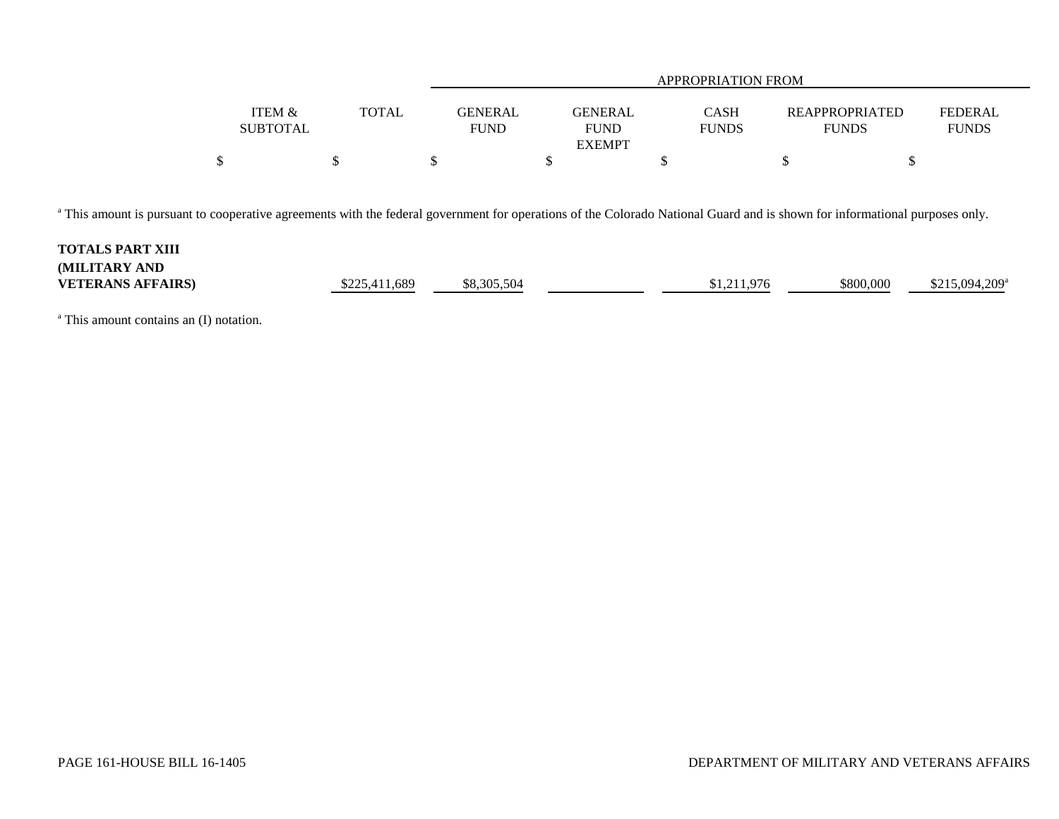| | ITEM & SUBTOTAL | TOTAL | APPROPRIATION FROM GENERAL FUND | GENERAL FUND EXEMPT | CASH FUNDS | REAPPROPRIATED FUNDS | FEDERAL FUNDS |
|---|---|---|---|---|---|---|---|
| | $ | $ | $ | $ | $ | $ | $ |

[a] This amount is pursuant to cooperative agreements with the federal government for operations of the Colorado National Guard and is shown for informational purposes only.

| | ITEM & SUBTOTAL | TOTAL | GENERAL FUND | GENERAL FUND EXEMPT | CASH FUNDS | REAPPROPRIATED FUNDS | FEDERAL FUNDS |
|---|---|---|---|---|---|---|---|
| **TOTALS PART XIII (MILITARY AND VETERANS AFFAIRS)** | | $225,411,689 | $8,305,504 | | $1,211,976 | $800,000 | $215,094,209[a] |

[a] This amount contains an (I) notation.